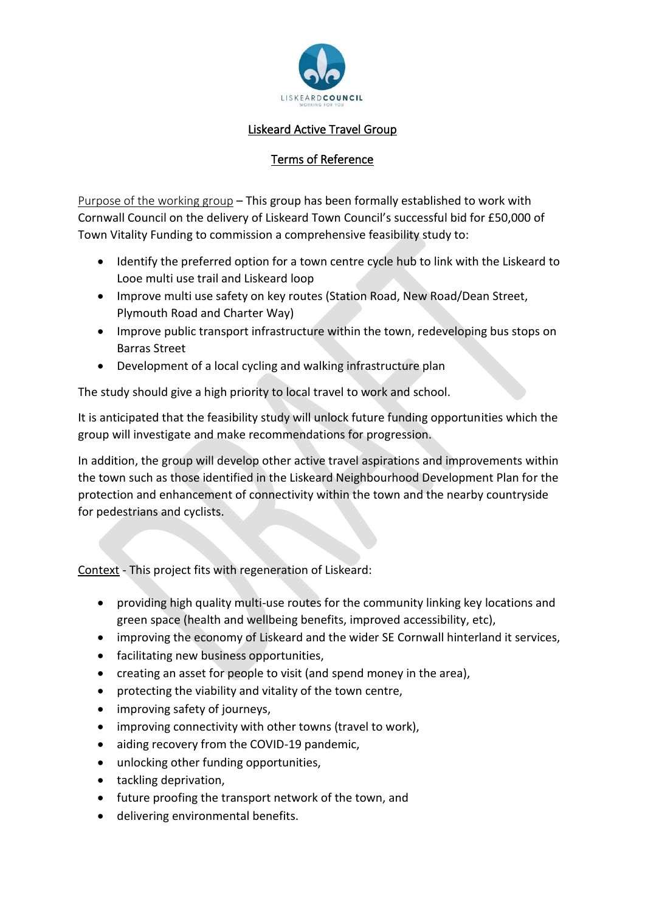LISKEARD COUNCIL
WORKING FOR YOU

## Liskeard Active Travel Group

## Terms of Reference

Purpose of the working group – This group has been formally established to work with Cornwall Council on the delivery of Liskeard Town Council's successful bid for £50,000 of Town Vitality Funding to commission a comprehensive feasibility study to:

- Identify the preferred option for a town centre cycle hub to link with the Liskeard to Looe multi use trail and Liskeard loop
- Improve multi use safety on key routes (Station Road, New Road/Dean Street, Plymouth Road and Charter Way)
- Improve public transport infrastructure within the town, redeveloping bus stops on Barras Street
- Development of a local cycling and walking infrastructure plan

The study should give a high priority to local travel to work and school.

It is anticipated that the feasibility study will unlock future funding opportunities which the group will investigate and make recommendations for progression.

In addition, the group will develop other active travel aspirations and improvements within the town such as those identified in the Liskeard Neighbourhood Development Plan for the protection and enhancement of connectivity within the town and the nearby countryside for pedestrians and cyclists.

Context - This project fits with regeneration of Liskeard:

- providing high quality multi-use routes for the community linking key locations and green space (health and wellbeing benefits, improved accessibility, etc),
- improving the economy of Liskeard and the wider SE Cornwall hinterland it services,
- facilitating new business opportunities,
- creating an asset for people to visit (and spend money in the area),
- protecting the viability and vitality of the town centre,
- improving safety of journeys,
- improving connectivity with other towns (travel to work),
- aiding recovery from the COVID-19 pandemic,
- unlocking other funding opportunities,
- tackling deprivation,
- future proofing the transport network of the town, and
- delivering environmental benefits.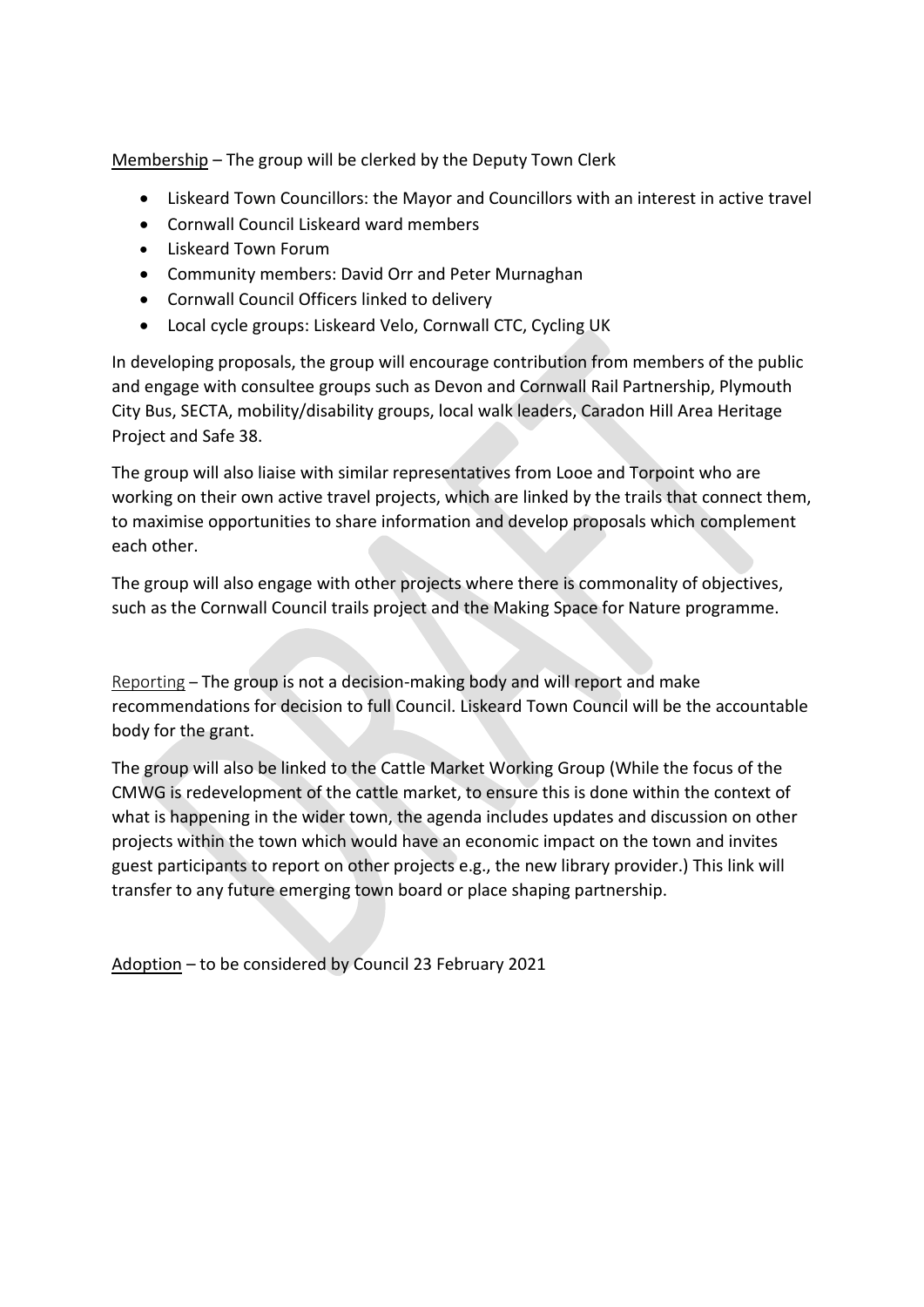Membership – The group will be clerked by the Deputy Town Clerk

- Liskeard Town Councillors: the Mayor and Councillors with an interest in active travel
- Cornwall Council Liskeard ward members
- Liskeard Town Forum
- Community members: David Orr and Peter Murnaghan
- Cornwall Council Officers linked to delivery
- Local cycle groups: Liskeard Velo, Cornwall CTC, Cycling UK

In developing proposals, the group will encourage contribution from members of the public and engage with consultee groups such as Devon and Cornwall Rail Partnership, Plymouth City Bus, SECTA, mobility/disability groups, local walk leaders, Caradon Hill Area Heritage Project and Safe 38.

The group will also liaise with similar representatives from Looe and Torpoint who are working on their own active travel projects, which are linked by the trails that connect them, to maximise opportunities to share information and develop proposals which complement each other.

The group will also engage with other projects where there is commonality of objectives, such as the Cornwall Council trails project and the Making Space for Nature programme.

Reporting – The group is not a decision-making body and will report and make recommendations for decision to full Council. Liskeard Town Council will be the accountable body for the grant.

The group will also be linked to the Cattle Market Working Group (While the focus of the CMWG is redevelopment of the cattle market, to ensure this is done within the context of what is happening in the wider town, the agenda includes updates and discussion on other projects within the town which would have an economic impact on the town and invites guest participants to report on other projects e.g., the new library provider.) This link will transfer to any future emerging town board or place shaping partnership.

Adoption – to be considered by Council 23 February 2021